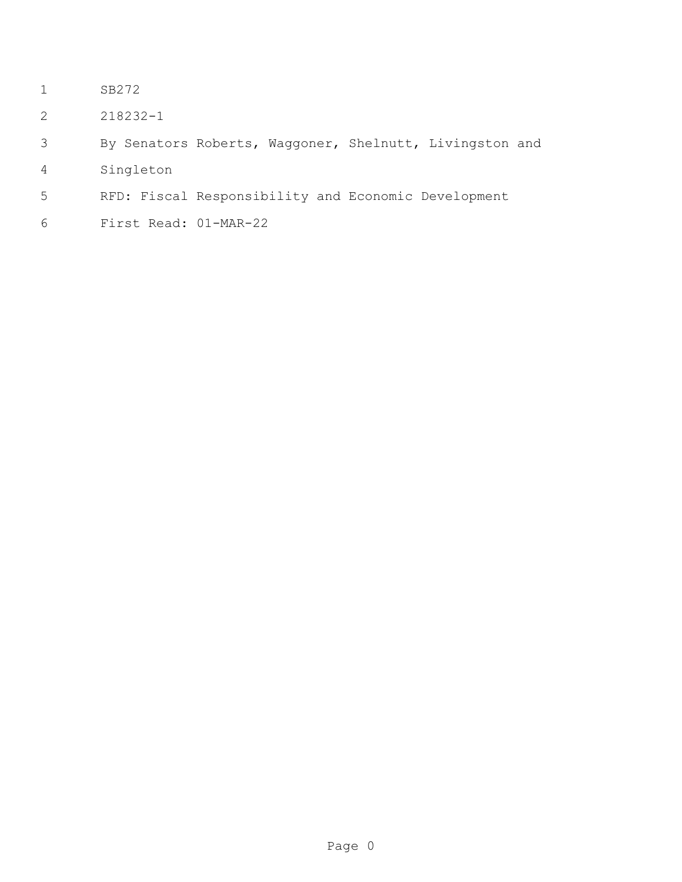SB272

218232-1

By Senators Roberts, Waggoner, Shelnutt, Livingston and Singleton

RFD: Fiscal Responsibility and Economic Development

First Read: 01-MAR-22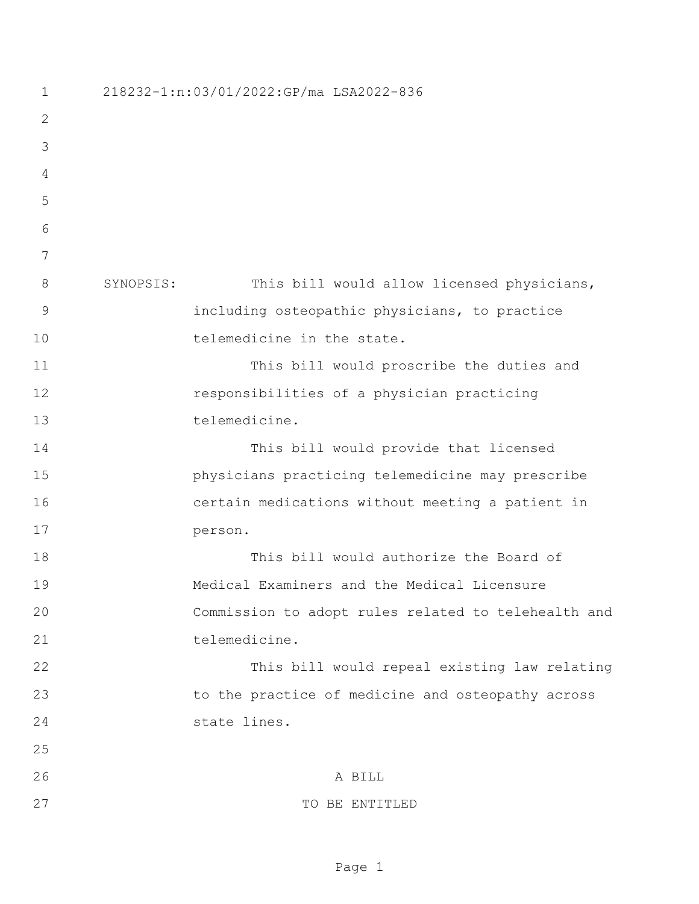218232-1:n:03/01/2022:GP/ma LSA2022-836

SYNOPSIS: This bill would allow licensed physicians, including osteopathic physicians, to practice telemedicine in the state.

This bill would proscribe the duties and responsibilities of a physician practicing telemedicine.

This bill would provide that licensed physicians practicing telemedicine may prescribe certain medications without meeting a patient in person.

This bill would authorize the Board of Medical Examiners and the Medical Licensure Commission to adopt rules related to telehealth and telemedicine.

This bill would repeal existing law relating to the practice of medicine and osteopathy across state lines.

A BILL

TO BE ENTITLED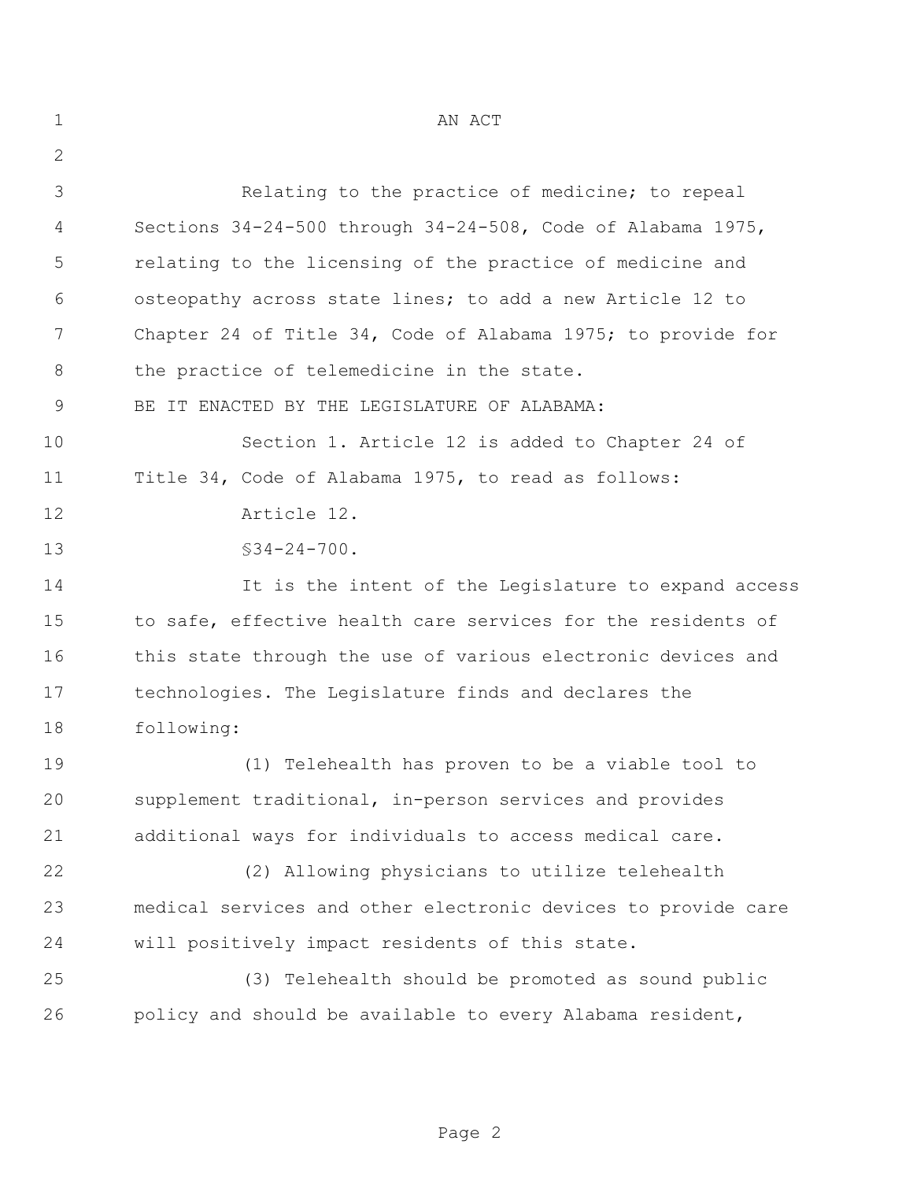AN ACT

Relating to the practice of medicine; to repeal Sections 34-24-500 through 34-24-508, Code of Alabama 1975, relating to the licensing of the practice of medicine and osteopathy across state lines; to add a new Article 12 to Chapter 24 of Title 34, Code of Alabama 1975; to provide for the practice of telemedicine in the state.

BE IT ENACTED BY THE LEGISLATURE OF ALABAMA:

Section 1. Article 12 is added to Chapter 24 of Title 34, Code of Alabama 1975, to read as follows:

Article 12.

§34-24-700.

It is the intent of the Legislature to expand access to safe, effective health care services for the residents of this state through the use of various electronic devices and technologies. The Legislature finds and declares the following:

(1) Telehealth has proven to be a viable tool to supplement traditional, in-person services and provides additional ways for individuals to access medical care.

(2) Allowing physicians to utilize telehealth medical services and other electronic devices to provide care will positively impact residents of this state.

(3) Telehealth should be promoted as sound public policy and should be available to every Alabama resident,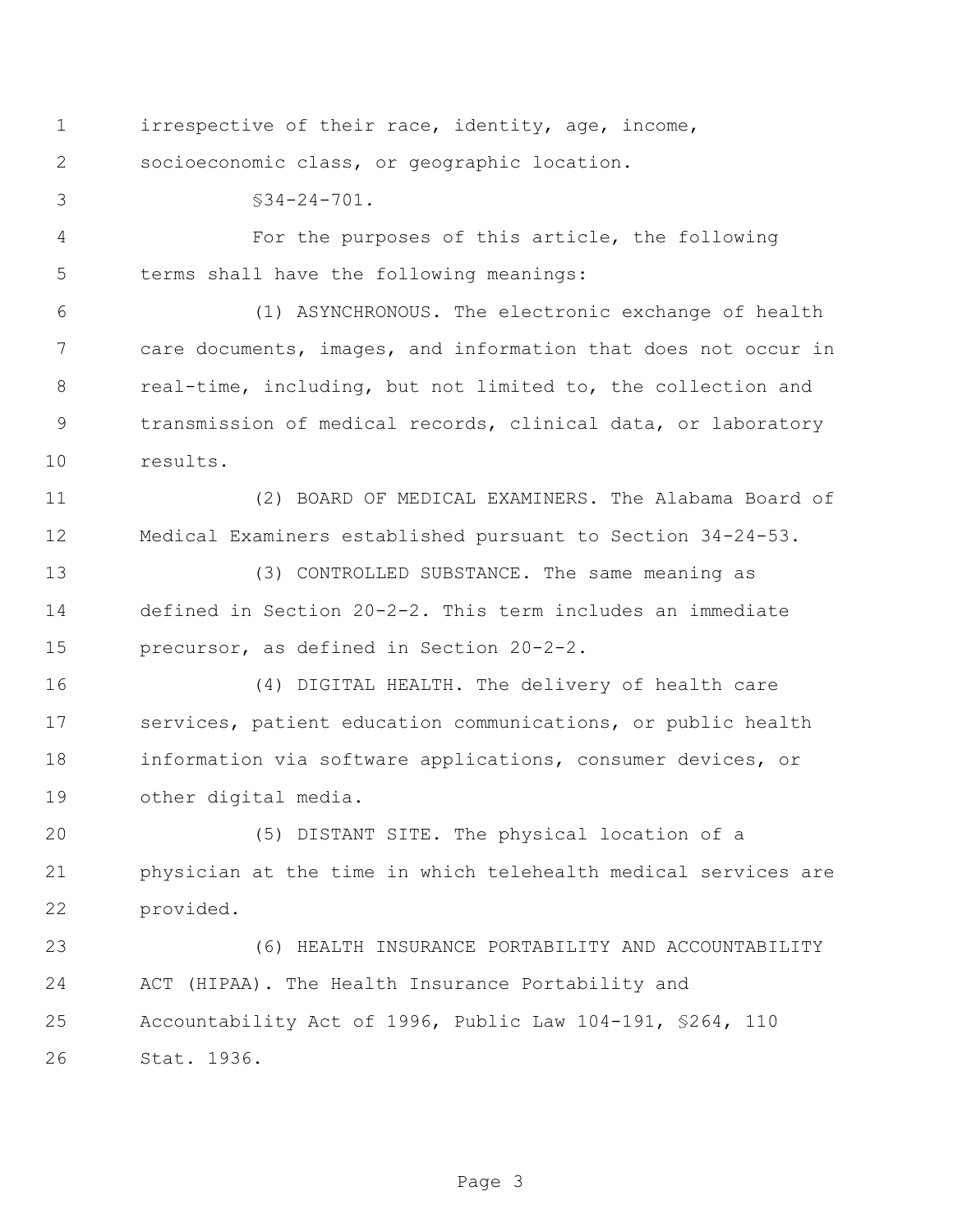irrespective of their race, identity, age, income, socioeconomic class, or geographic location.

§34-24-701.

For the purposes of this article, the following terms shall have the following meanings:

(1) ASYNCHRONOUS. The electronic exchange of health care documents, images, and information that does not occur in real-time, including, but not limited to, the collection and transmission of medical records, clinical data, or laboratory results.

(2) BOARD OF MEDICAL EXAMINERS. The Alabama Board of Medical Examiners established pursuant to Section 34-24-53.

(3) CONTROLLED SUBSTANCE. The same meaning as defined in Section 20-2-2. This term includes an immediate precursor, as defined in Section 20-2-2.

(4) DIGITAL HEALTH. The delivery of health care services, patient education communications, or public health information via software applications, consumer devices, or other digital media.

(5) DISTANT SITE. The physical location of a physician at the time in which telehealth medical services are provided.

(6) HEALTH INSURANCE PORTABILITY AND ACCOUNTABILITY ACT (HIPAA). The Health Insurance Portability and Accountability Act of 1996, Public Law 104-191, §264, 110 Stat. 1936.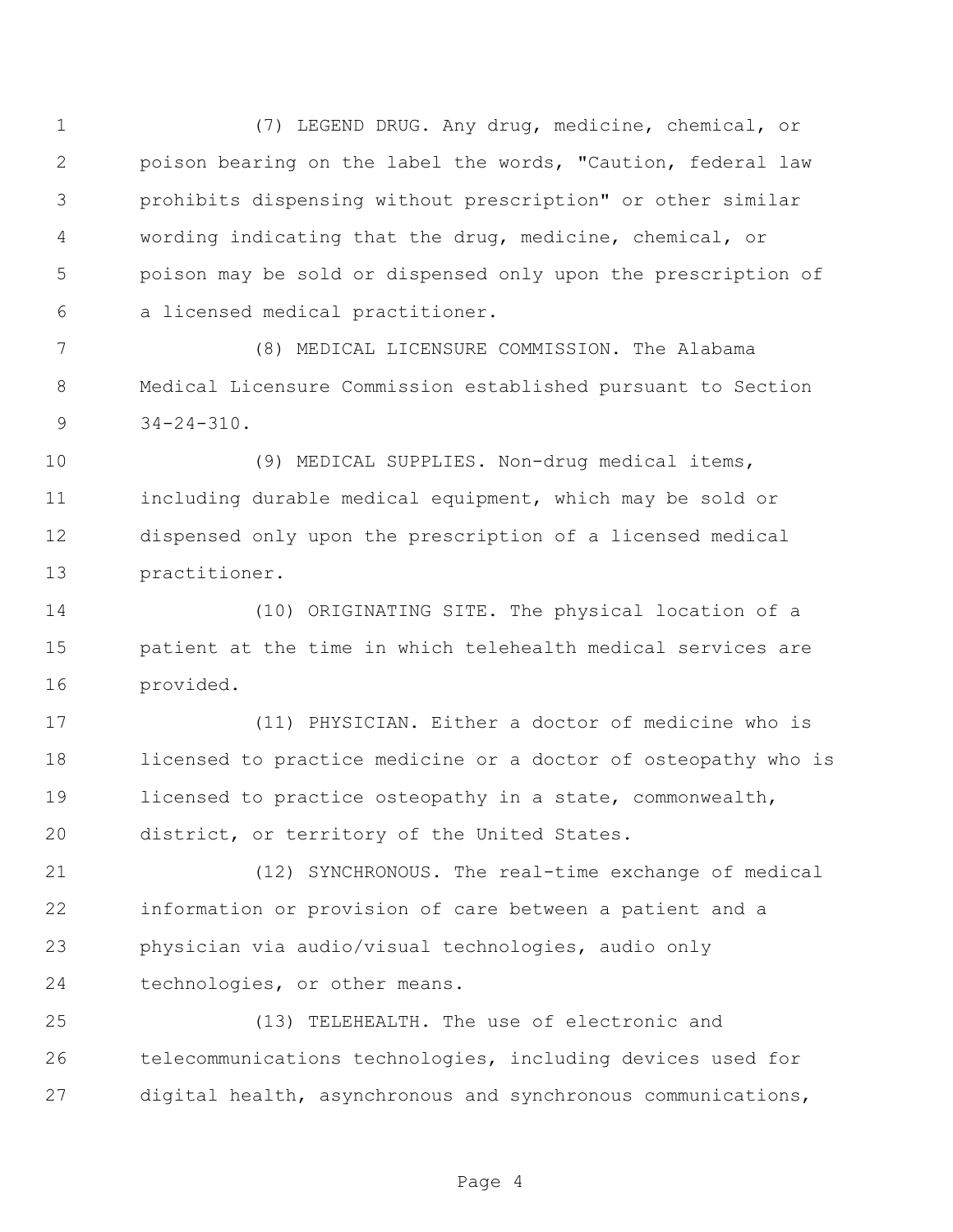(7) LEGEND DRUG. Any drug, medicine, chemical, or poison bearing on the label the words, "Caution, federal law prohibits dispensing without prescription" or other similar wording indicating that the drug, medicine, chemical, or poison may be sold or dispensed only upon the prescription of a licensed medical practitioner.

(8) MEDICAL LICENSURE COMMISSION. The Alabama Medical Licensure Commission established pursuant to Section 34-24-310.

(9) MEDICAL SUPPLIES. Non-drug medical items, including durable medical equipment, which may be sold or dispensed only upon the prescription of a licensed medical practitioner.

(10) ORIGINATING SITE. The physical location of a patient at the time in which telehealth medical services are provided.

(11) PHYSICIAN. Either a doctor of medicine who is licensed to practice medicine or a doctor of osteopathy who is licensed to practice osteopathy in a state, commonwealth, district, or territory of the United States.

(12) SYNCHRONOUS. The real-time exchange of medical information or provision of care between a patient and a physician via audio/visual technologies, audio only technologies, or other means.

(13) TELEHEALTH. The use of electronic and telecommunications technologies, including devices used for digital health, asynchronous and synchronous communications,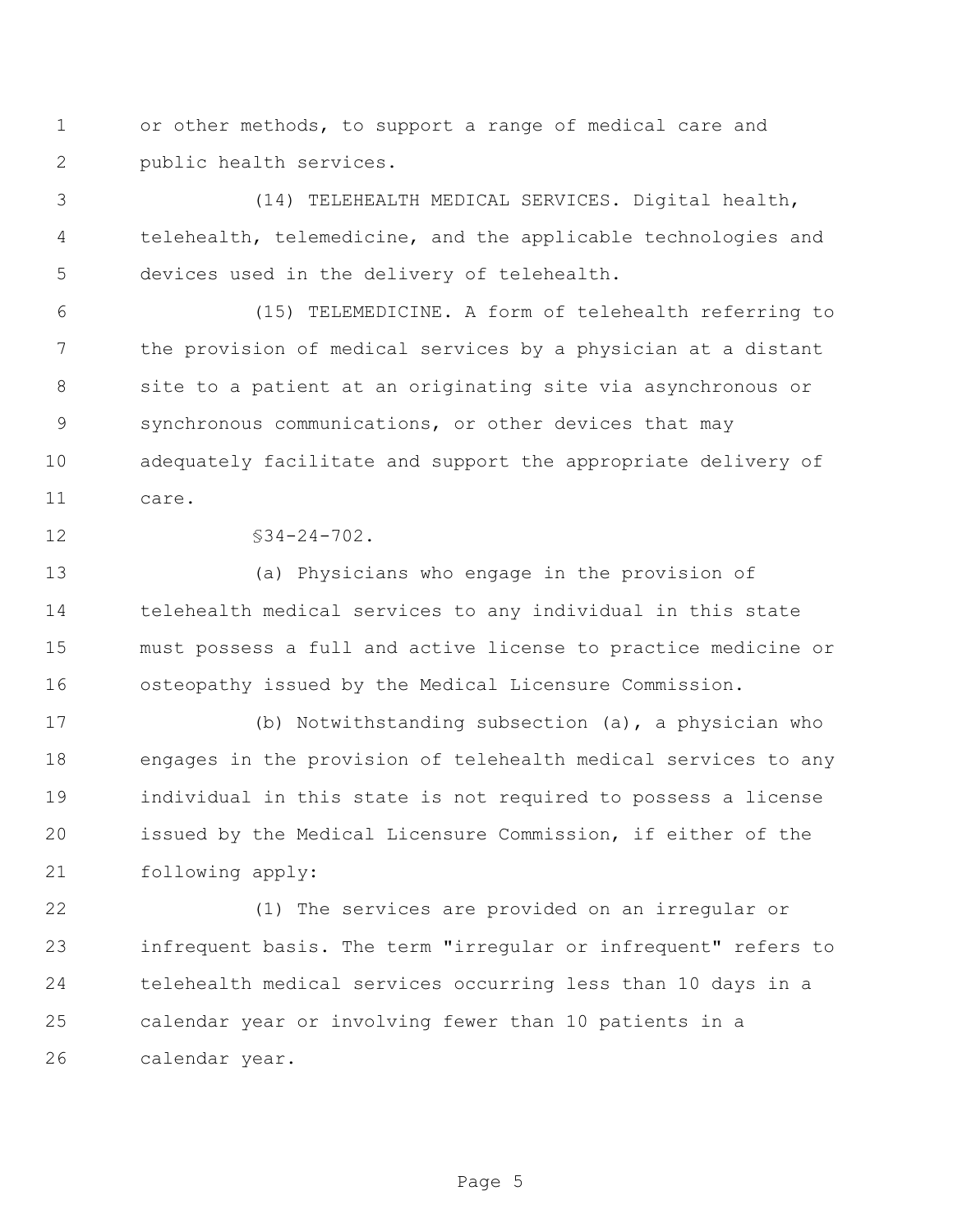or other methods, to support a range of medical care and public health services.

(14) TELEHEALTH MEDICAL SERVICES. Digital health, telehealth, telemedicine, and the applicable technologies and devices used in the delivery of telehealth.

(15) TELEMEDICINE. A form of telehealth referring to the provision of medical services by a physician at a distant site to a patient at an originating site via asynchronous or synchronous communications, or other devices that may adequately facilitate and support the appropriate delivery of care.

§34-24-702.

(a) Physicians who engage in the provision of telehealth medical services to any individual in this state must possess a full and active license to practice medicine or osteopathy issued by the Medical Licensure Commission.

(b) Notwithstanding subsection (a), a physician who engages in the provision of telehealth medical services to any individual in this state is not required to possess a license issued by the Medical Licensure Commission, if either of the following apply:

(1) The services are provided on an irregular or infrequent basis. The term "irregular or infrequent" refers to telehealth medical services occurring less than 10 days in a calendar year or involving fewer than 10 patients in a calendar year.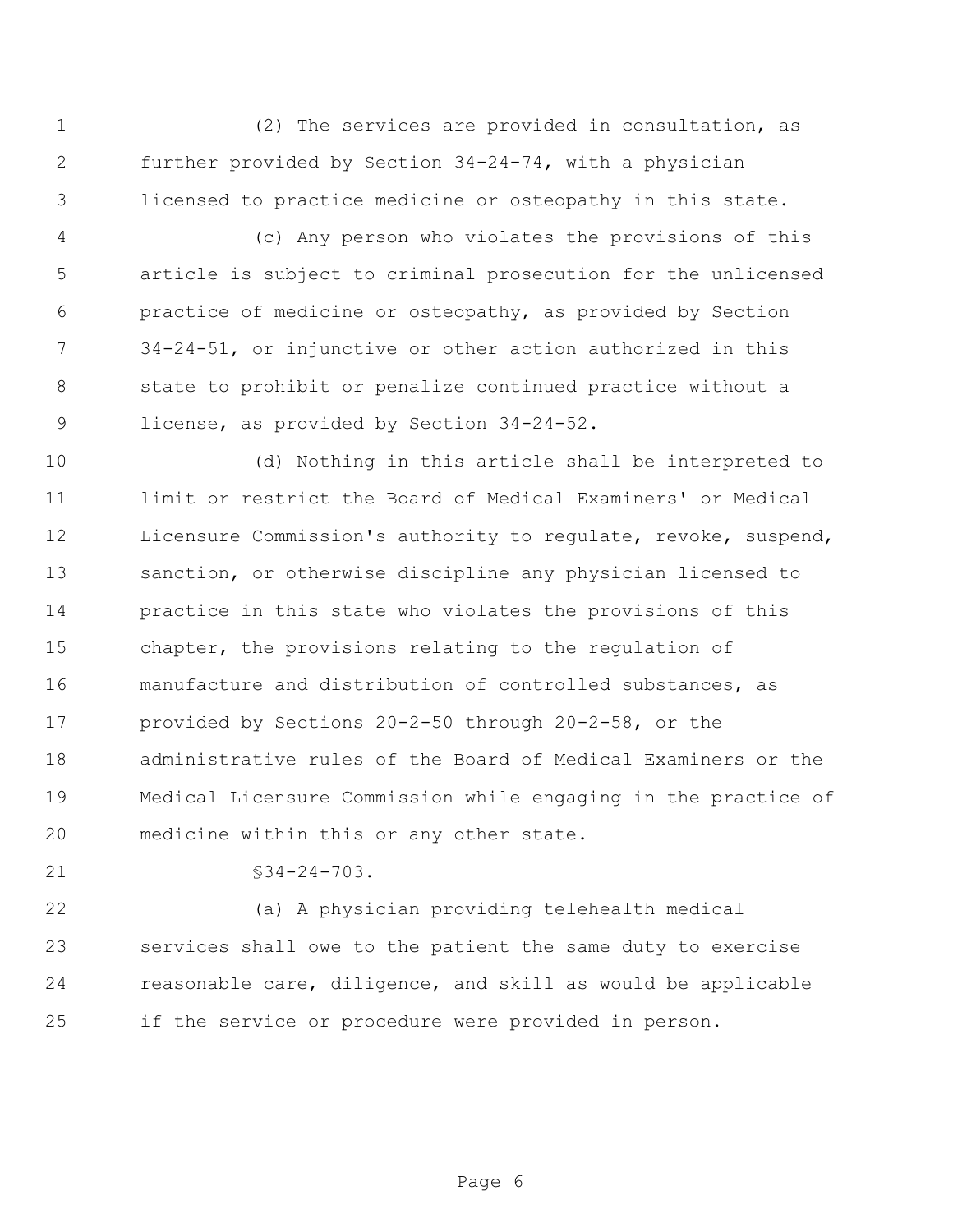(2) The services are provided in consultation, as further provided by Section 34-24-74, with a physician licensed to practice medicine or osteopathy in this state.

(c) Any person who violates the provisions of this article is subject to criminal prosecution for the unlicensed practice of medicine or osteopathy, as provided by Section 34-24-51, or injunctive or other action authorized in this state to prohibit or penalize continued practice without a license, as provided by Section 34-24-52.

(d) Nothing in this article shall be interpreted to limit or restrict the Board of Medical Examiners' or Medical Licensure Commission's authority to regulate, revoke, suspend, sanction, or otherwise discipline any physician licensed to practice in this state who violates the provisions of this chapter, the provisions relating to the regulation of manufacture and distribution of controlled substances, as provided by Sections 20-2-50 through 20-2-58, or the administrative rules of the Board of Medical Examiners or the Medical Licensure Commission while engaging in the practice of medicine within this or any other state.

§34-24-703.

(a) A physician providing telehealth medical services shall owe to the patient the same duty to exercise reasonable care, diligence, and skill as would be applicable if the service or procedure were provided in person.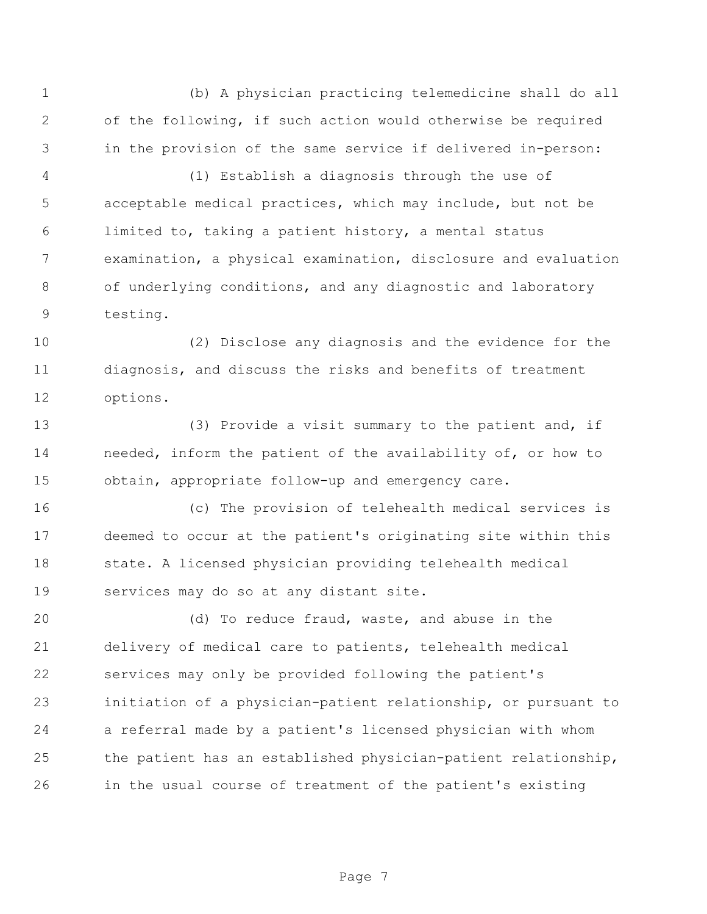(b) A physician practicing telemedicine shall do all of the following, if such action would otherwise be required in the provision of the same service if delivered in-person:

(1) Establish a diagnosis through the use of acceptable medical practices, which may include, but not be limited to, taking a patient history, a mental status examination, a physical examination, disclosure and evaluation of underlying conditions, and any diagnostic and laboratory testing.

(2) Disclose any diagnosis and the evidence for the diagnosis, and discuss the risks and benefits of treatment options.

(3) Provide a visit summary to the patient and, if needed, inform the patient of the availability of, or how to obtain, appropriate follow-up and emergency care.

(c) The provision of telehealth medical services is deemed to occur at the patient's originating site within this state. A licensed physician providing telehealth medical services may do so at any distant site.

(d) To reduce fraud, waste, and abuse in the delivery of medical care to patients, telehealth medical services may only be provided following the patient's initiation of a physician-patient relationship, or pursuant to a referral made by a patient's licensed physician with whom the patient has an established physician-patient relationship, in the usual course of treatment of the patient's existing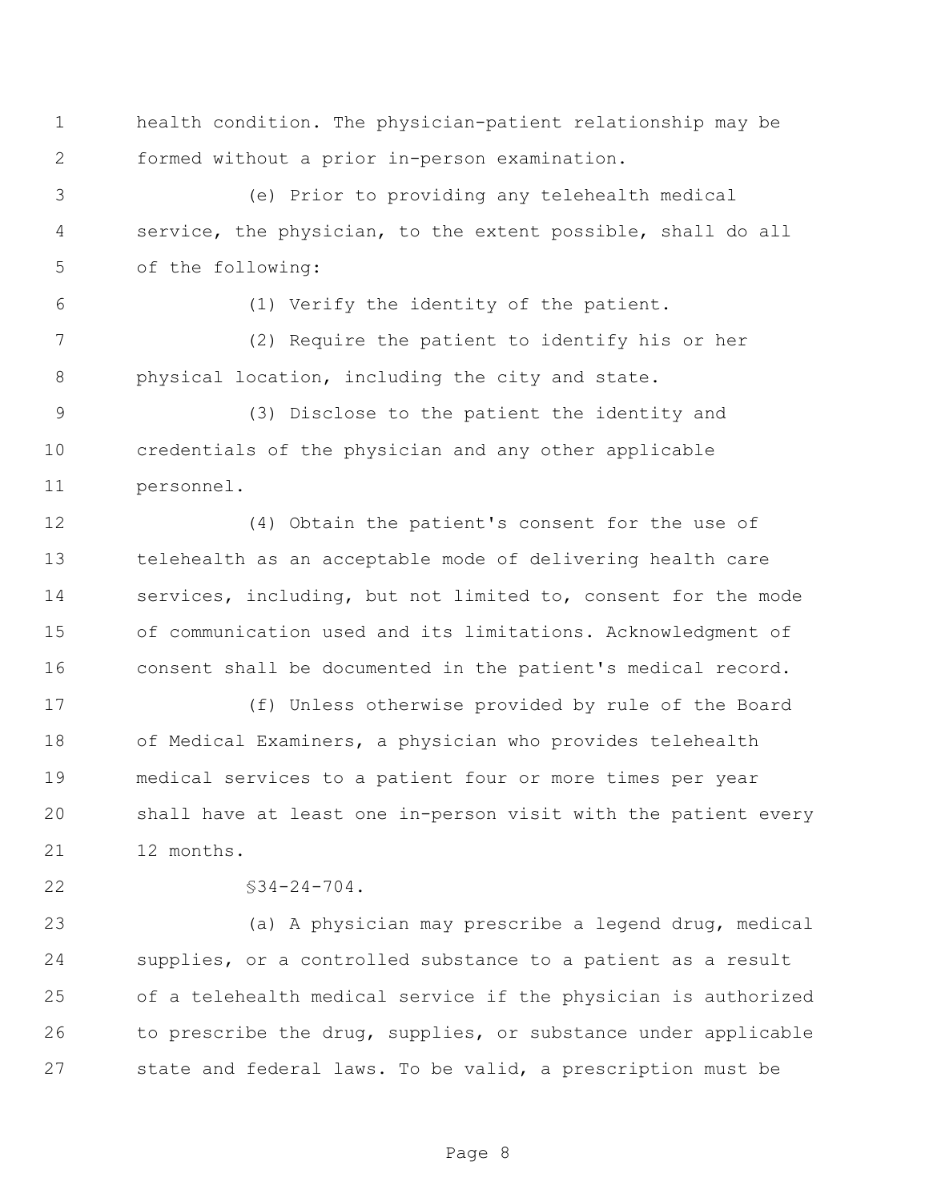health condition. The physician-patient relationship may be formed without a prior in-person examination.

(e) Prior to providing any telehealth medical service, the physician, to the extent possible, shall do all of the following:

(1) Verify the identity of the patient.

(2) Require the patient to identify his or her physical location, including the city and state.

(3) Disclose to the patient the identity and credentials of the physician and any other applicable personnel.

(4) Obtain the patient's consent for the use of telehealth as an acceptable mode of delivering health care services, including, but not limited to, consent for the mode of communication used and its limitations. Acknowledgment of consent shall be documented in the patient's medical record.

(f) Unless otherwise provided by rule of the Board of Medical Examiners, a physician who provides telehealth medical services to a patient four or more times per year shall have at least one in-person visit with the patient every 12 months.

§34-24-704.

(a) A physician may prescribe a legend drug, medical supplies, or a controlled substance to a patient as a result of a telehealth medical service if the physician is authorized to prescribe the drug, supplies, or substance under applicable state and federal laws. To be valid, a prescription must be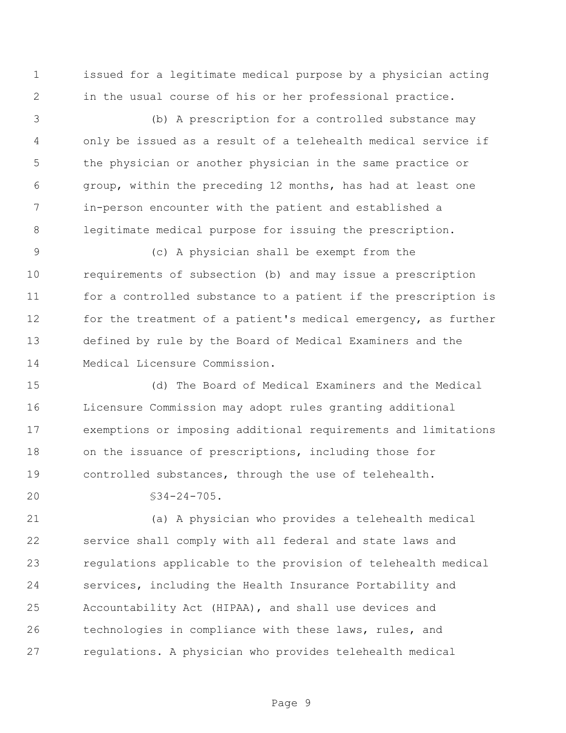issued for a legitimate medical purpose by a physician acting in the usual course of his or her professional practice.

(b) A prescription for a controlled substance may only be issued as a result of a telehealth medical service if the physician or another physician in the same practice or group, within the preceding 12 months, has had at least one in-person encounter with the patient and established a legitimate medical purpose for issuing the prescription.

(c) A physician shall be exempt from the requirements of subsection (b) and may issue a prescription for a controlled substance to a patient if the prescription is for the treatment of a patient's medical emergency, as further defined by rule by the Board of Medical Examiners and the Medical Licensure Commission.

(d) The Board of Medical Examiners and the Medical Licensure Commission may adopt rules granting additional exemptions or imposing additional requirements and limitations on the issuance of prescriptions, including those for controlled substances, through the use of telehealth.

§34-24-705.

(a) A physician who provides a telehealth medical service shall comply with all federal and state laws and regulations applicable to the provision of telehealth medical services, including the Health Insurance Portability and Accountability Act (HIPAA), and shall use devices and technologies in compliance with these laws, rules, and regulations. A physician who provides telehealth medical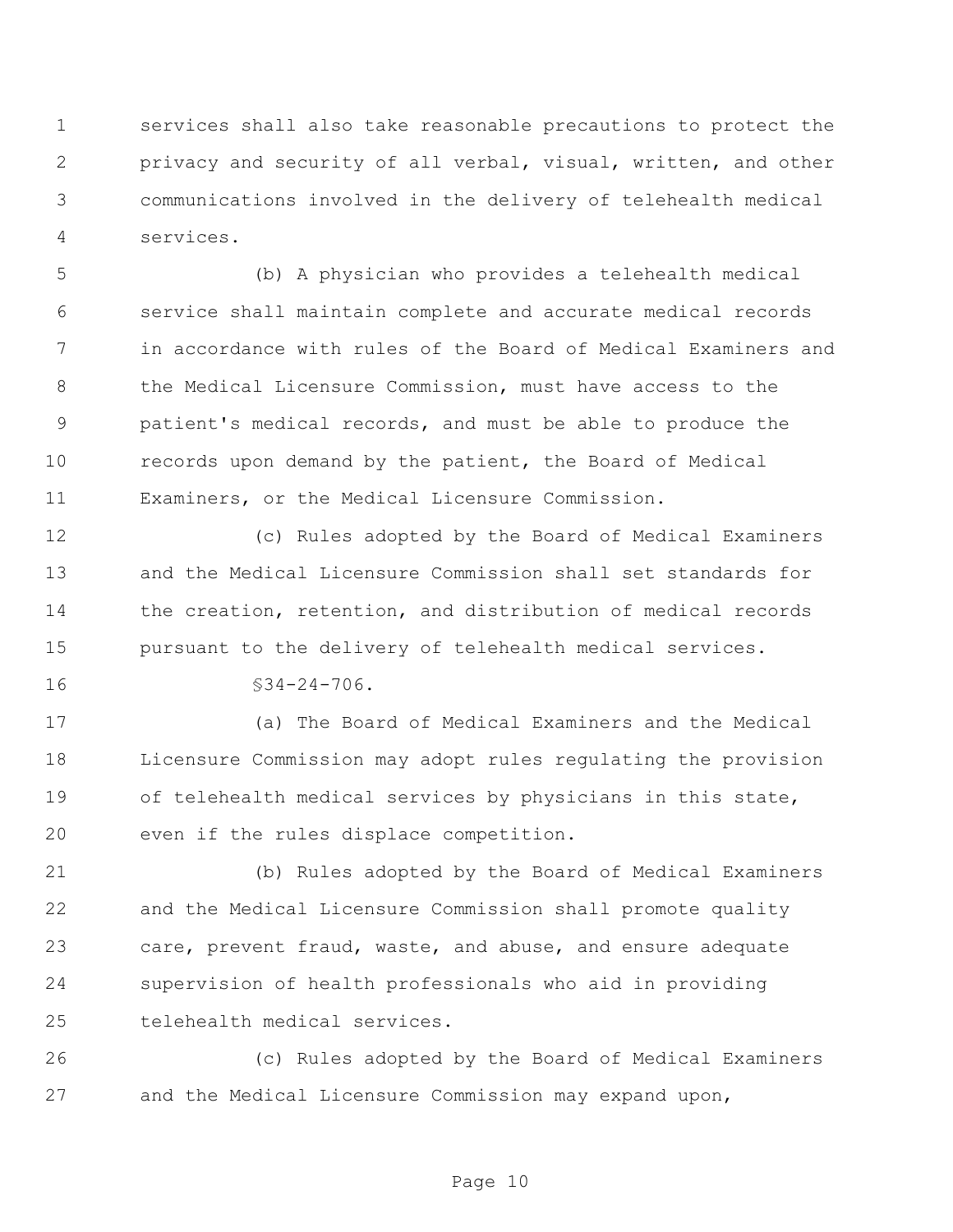services shall also take reasonable precautions to protect the privacy and security of all verbal, visual, written, and other communications involved in the delivery of telehealth medical services.

(b) A physician who provides a telehealth medical service shall maintain complete and accurate medical records in accordance with rules of the Board of Medical Examiners and the Medical Licensure Commission, must have access to the patient's medical records, and must be able to produce the records upon demand by the patient, the Board of Medical Examiners, or the Medical Licensure Commission.

(c) Rules adopted by the Board of Medical Examiners and the Medical Licensure Commission shall set standards for the creation, retention, and distribution of medical records pursuant to the delivery of telehealth medical services.

§34-24-706.

(a) The Board of Medical Examiners and the Medical Licensure Commission may adopt rules regulating the provision of telehealth medical services by physicians in this state, even if the rules displace competition.

(b) Rules adopted by the Board of Medical Examiners and the Medical Licensure Commission shall promote quality care, prevent fraud, waste, and abuse, and ensure adequate supervision of health professionals who aid in providing telehealth medical services.

(c) Rules adopted by the Board of Medical Examiners and the Medical Licensure Commission may expand upon,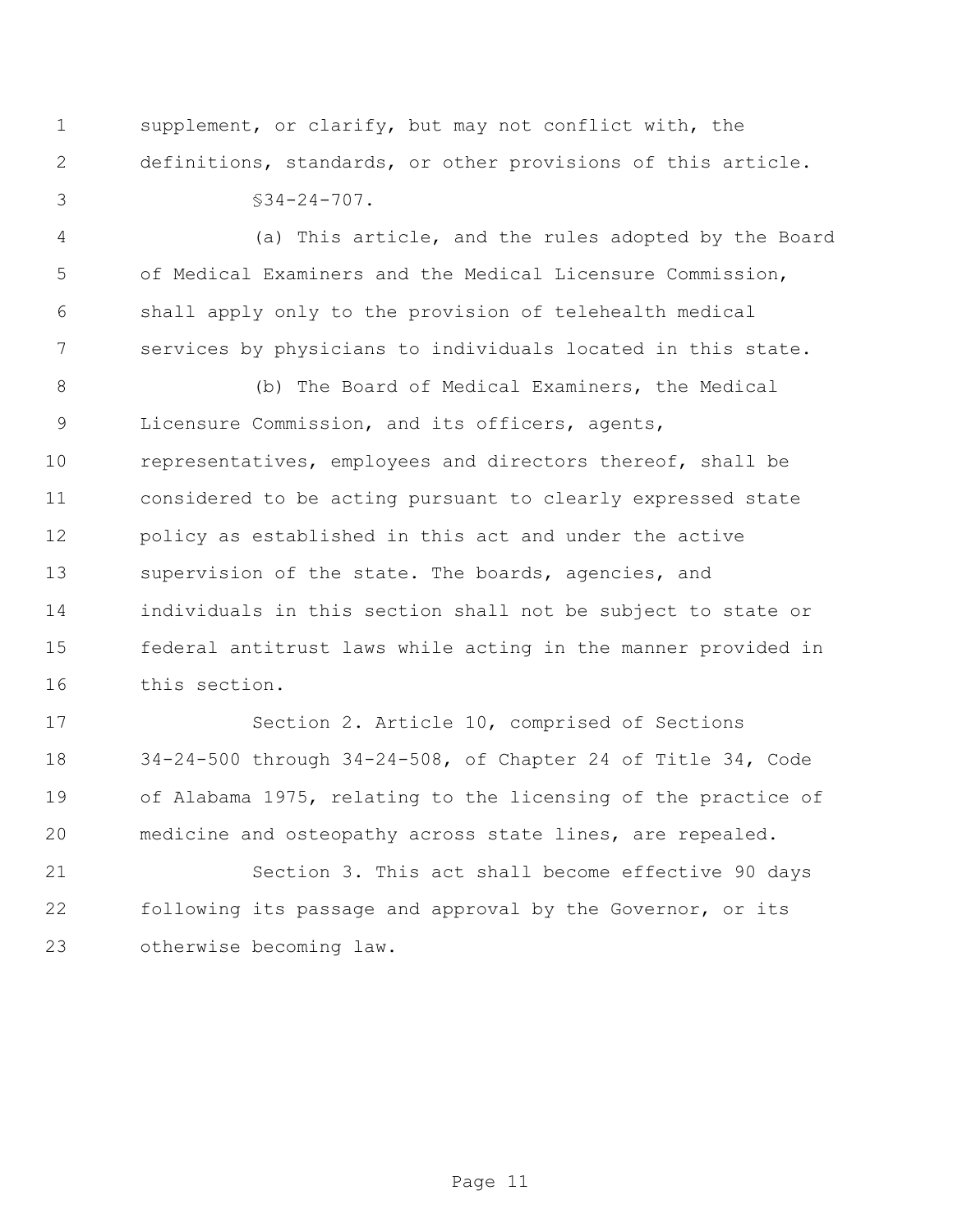supplement, or clarify, but may not conflict with, the definitions, standards, or other provisions of this article.

§34-24-707.

(a) This article, and the rules adopted by the Board of Medical Examiners and the Medical Licensure Commission, shall apply only to the provision of telehealth medical services by physicians to individuals located in this state.

(b) The Board of Medical Examiners, the Medical Licensure Commission, and its officers, agents, representatives, employees and directors thereof, shall be considered to be acting pursuant to clearly expressed state policy as established in this act and under the active supervision of the state. The boards, agencies, and individuals in this section shall not be subject to state or federal antitrust laws while acting in the manner provided in this section.

Section 2. Article 10, comprised of Sections 34-24-500 through 34-24-508, of Chapter 24 of Title 34, Code of Alabama 1975, relating to the licensing of the practice of medicine and osteopathy across state lines, are repealed.

Section 3. This act shall become effective 90 days following its passage and approval by the Governor, or its otherwise becoming law.